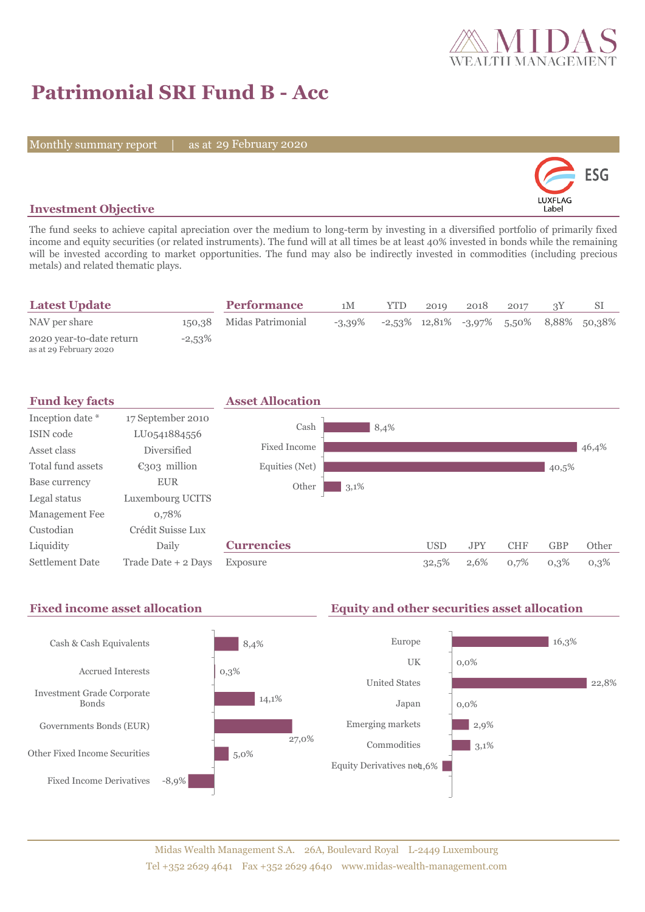# Patrimonial SRI Fund B - Acc

Monthly summary report | as at 29 February 2020

## Investment Objective

The fund seeks to achieve capital apreciation over the medium to long-term by investing in a diversified portfolio of primarily fixed income and equity securities (or related instruments). The fund will at all times be at least 40% invested in bonds while the remaining will be invested according to market opportunities. The fund may also be indirectly invested in commodities (including precious metals) and related thematic plays.

## Latest Update

| | |
|---|---|
| NAV per share | 150,38 |
| 2020 year-to-date return<br>as at 29 February 2020 | -2,53% |

## Performance

| | 1M | YTD | 2019 | 2018 | 2017 | 3Y | SI |
|---|---|---|---|---|---|---|---|
| Midas Patrimonial | -3,39% | -2,53% | 12,81% | -3,97% | 5,50% | 8,88% | 50,38% |

## Fund key facts

| | |
|---|---|
| Inception date * | 17 September 2010 |
| ISIN code | LU0541884556 |
| Asset class | Diversified |
| Total fund assets | €303 million |
| Base currency | EUR |
| Legal status | Luxembourg UCITS |
| Management Fee | 0,78% |
| Custodian | Crédit Suisse Lux |
| Liquidity | Daily |
| Settlement Date | Trade Date + 2 Days |

## Asset Allocation

| | |
|---|---|
| Cash | 8,4% |
| Fixed Income | 46,4% |
| Equities (Net) | 40,5% |
| Other | 3,1% |

## Currencies

| | USD | JPY | CHF | GBP | Other |
|---|---|---|---|---|---|
| Exposure | 32,5% | 2,6% | 0,7% | 0,3% | 0,3% |

## Fixed income asset allocation

| | |
|---|---|
| Cash & Cash Equivalents | 8,4% |
| Accrued Interests | 0,3% |
| Investment Grade Corporate Bonds | 14,1% |
| Governments Bonds (EUR) | 27,0% |
| Other Fixed Income Securities | 5,0% |
| Fixed Income Derivatives | -8,9% |

## Equity and other securities asset allocation

| | |
|---|---|
| Europe | 16,3% |
| UK | 0,0% |
| United States | 22,8% |
| Japan | 0,0% |
| Emerging markets | 2,9% |
| Commodities | 3,1% |
| Equity Derivatives net | -1,6% |

Midas Wealth Management S.A. 26A, Boulevard Royal L-2449 Luxembourg
Tel +352 2629 4641 Fax +352 2629 4640 www.midas-wealth-management.com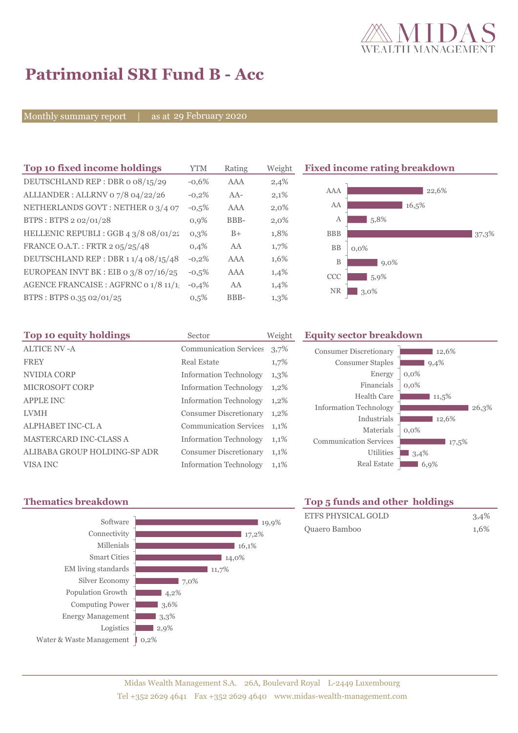# Patrimonial SRI Fund B - Acc

Monthly summary report | as at 29 February 2020

## Top 10 fixed income holdings

| Top 10 fixed income holdings | YTM | Rating | Weight |
|---|---|---|---|
| DEUTSCHLAND REP : DBR 0 08/15/29 | -0,6% | AAA | 2,4% |
| ALLIANDER : ALLRNV 0 7/8 04/22/26 | -0,2% | AA- | 2,1% |
| NETHERLANDS GOVT : NETHER 0 3/4 07 | -0,5% | AAA | 2,0% |
| BTPS : BTPS 2 02/01/28 | 0,9% | BBB- | 2,0% |
| HELLENIC REPUBLI : GGB 4 3/8 08/01/22 | 0,3% | B+ | 1,8% |
| FRANCE O.A.T. : FRTR 2 05/25/48 | 0,4% | AA | 1,7% |
| DEUTSCHLAND REP : DBR 1 1/4 08/15/48 | -0,2% | AAA | 1,6% |
| EUROPEAN INVT BK : EIB 0 3/8 07/16/25 | -0,5% | AAA | 1,4% |
| AGENCE FRANCAISE : AGFRNC 0 1/8 11/1 | -0,4% | AA | 1,4% |
| BTPS : BTPS 0.35 02/01/25 | 0,5% | BBB- | 1,3% |

## Fixed income rating breakdown

| Rating | Weight |
|---|---|
| AAA | 22,6% |
| AA | 16,5% |
| A | 5,8% |
| BBB | 37,3% |
| BB | 0,0% |
| B | 9,0% |
| CCC | 5,9% |
| NR | 3,0% |

## Top 10 equity holdings

| Top 10 equity holdings | Sector | Weight |
|---|---|---|
| ALTICE NV -A | Communication Services | 3,7% |
| FREY | Real Estate | 1,7% |
| NVIDIA CORP | Information Technology | 1,3% |
| MICROSOFT CORP | Information Technology | 1,2% |
| APPLE INC | Information Technology | 1,2% |
| LVMH | Consumer Discretionary | 1,2% |
| ALPHABET INC-CL A | Communication Services | 1,1% |
| MASTERCARD INC-CLASS A | Information Technology | 1,1% |
| ALIBABA GROUP HOLDING-SP ADR | Consumer Discretionary | 1,1% |
| VISA INC | Information Technology | 1,1% |

## Equity sector breakdown

| Sector | Weight |
|---|---|
| Consumer Discretionary | 12,6% |
| Consumer Staples | 9,4% |
| Energy | 0,0% |
| Financials | 0,0% |
| Health Care | 11,5% |
| Information Technology | 26,3% |
| Industrials | 12,6% |
| Materials | 0,0% |
| Communication Services | 17,5% |
| Utilities | 3,4% |
| Real Estate | 6,9% |

## Thematics breakdown

| Theme | Weight |
|---|---|
| Software | 19,9% |
| Connectivity | 17,2% |
| Millenials | 16,1% |
| Smart Cities | 14,0% |
| EM living standards | 11,7% |
| Silver Economy | 7,0% |
| Population Growth | 4,2% |
| Computing Power | 3,6% |
| Energy Management | 3,3% |
| Logistics | 2,9% |
| Water & Waste Management | 0,2% |

## Top 5 funds and other holdings

| Holding | Weight |
|---|---|
| ETFS PHYSICAL GOLD | 3,4% |
| Quaero Bamboo | 1,6% |

Midas Wealth Management S.A. 26A, Boulevard Royal L-2449 Luxembourg
Tel +352 2629 4641 Fax +352 2629 4640 www.midas-wealth-management.com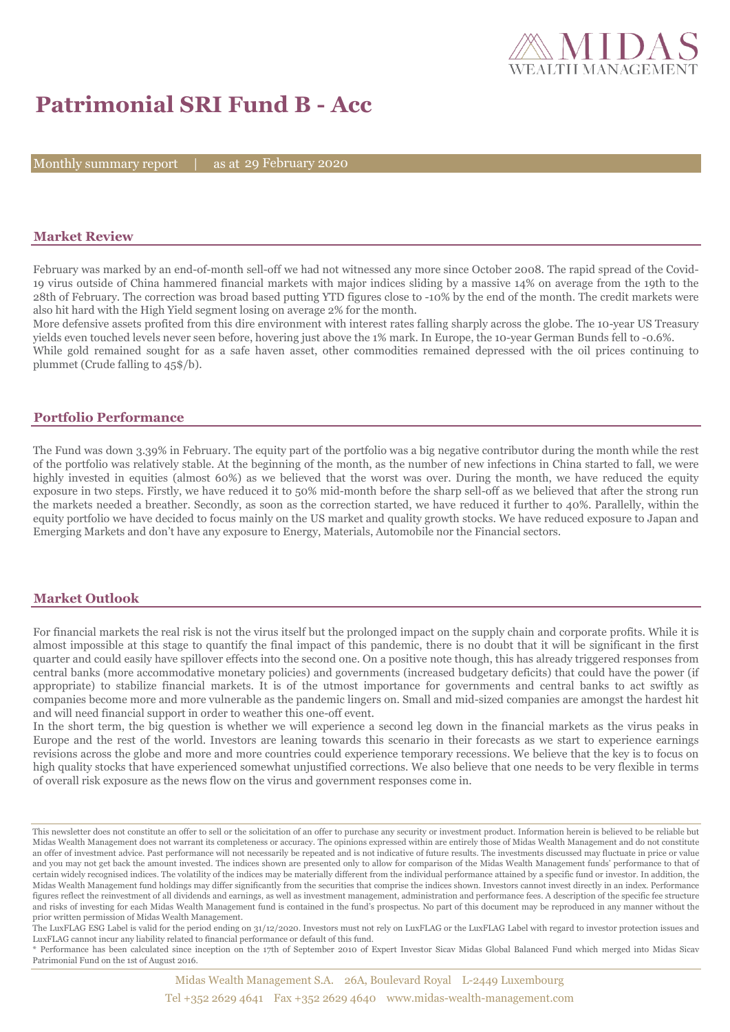# Patrimonial SRI Fund B - Acc

Monthly summary report | as at 29 February 2020

## Market Review

February was marked by an end-of-month sell-off we had not witnessed any more since October 2008. The rapid spread of the Covid-19 virus outside of China hammered financial markets with major indices sliding by a massive 14% on average from the 19th to the 28th of February. The correction was broad based putting YTD figures close to -10% by the end of the month. The credit markets were also hit hard with the High Yield segment losing on average 2% for the month.

More defensive assets profited from this dire environment with interest rates falling sharply across the globe. The 10-year US Treasury yields even touched levels never seen before, hovering just above the 1% mark. In Europe, the 10-year German Bunds fell to -0.6%.

While gold remained sought for as a safe haven asset, other commodities remained depressed with the oil prices continuing to plummet (Crude falling to 45$/b).

## Portfolio Performance

The Fund was down 3.39% in February. The equity part of the portfolio was a big negative contributor during the month while the rest of the portfolio was relatively stable. At the beginning of the month, as the number of new infections in China started to fall, we were highly invested in equities (almost 60%) as we believed that the worst was over. During the month, we have reduced the equity exposure in two steps. Firstly, we have reduced it to 50% mid-month before the sharp sell-off as we believed that after the strong run the markets needed a breather. Secondly, as soon as the correction started, we have reduced it further to 40%. Parallelly, within the equity portfolio we have decided to focus mainly on the US market and quality growth stocks. We have reduced exposure to Japan and Emerging Markets and don't have any exposure to Energy, Materials, Automobile nor the Financial sectors.

## Market Outlook

For financial markets the real risk is not the virus itself but the prolonged impact on the supply chain and corporate profits. While it is almost impossible at this stage to quantify the final impact of this pandemic, there is no doubt that it will be significant in the first quarter and could easily have spillover effects into the second one. On a positive note though, this has already triggered responses from central banks (more accommodative monetary policies) and governments (increased budgetary deficits) that could have the power (if appropriate) to stabilize financial markets. It is of the utmost importance for governments and central banks to act swiftly as companies become more and more vulnerable as the pandemic lingers on. Small and mid-sized companies are amongst the hardest hit and will need financial support in order to weather this one-off event.

In the short term, the big question is whether we will experience a second leg down in the financial markets as the virus peaks in Europe and the rest of the world. Investors are leaning towards this scenario in their forecasts as we start to experience earnings revisions across the globe and more and more countries could experience temporary recessions. We believe that the key is to focus on high quality stocks that have experienced somewhat unjustified corrections. We also believe that one needs to be very flexible in terms of overall risk exposure as the news flow on the virus and government responses come in.

---

This newsletter does not constitute an offer to sell or the solicitation of an offer to purchase any security or investment product. Information herein is believed to be reliable but Midas Wealth Management does not warrant its completeness or accuracy. The opinions expressed within are entirely those of Midas Wealth Management and do not constitute an offer of investment advice. Past performance will not necessarily be repeated and is not indicative of future results. The investments discussed may fluctuate in price or value and you may not get back the amount invested. The indices shown are presented only to allow for comparison of the Midas Wealth Management funds' performance to that of certain widely recognised indices. The volatility of the indices may be materially different from the individual performance attained by a specific fund or investor. In addition, the Midas Wealth Management fund holdings may differ significantly from the securities that comprise the indices shown. Investors cannot invest directly in an index. Performance figures reflect the reinvestment of all dividends and earnings, as well as investment management, administration and performance fees. A description of the specific fee structure and risks of investing for each Midas Wealth Management fund is contained in the fund's prospectus. No part of this document may be reproduced in any manner without the prior written permission of Midas Wealth Management.

The LuxFLAG ESG Label is valid for the period ending on 31/12/2020. Investors must not rely on LuxFLAG or the LuxFLAG Label with regard to investor protection issues and LuxFLAG cannot incur any liability related to financial performance or default of this fund.

\* Performance has been calculated since inception on the 17th of September 2010 of Expert Investor Sicav Midas Global Balanced Fund which merged into Midas Sicav Patrimonial Fund on the 1st of August 2016.

Midas Wealth Management S.A. 26A, Boulevard Royal L-2449 Luxembourg

Tel +352 2629 4641 Fax +352 2629 4640 www.midas-wealth-management.com